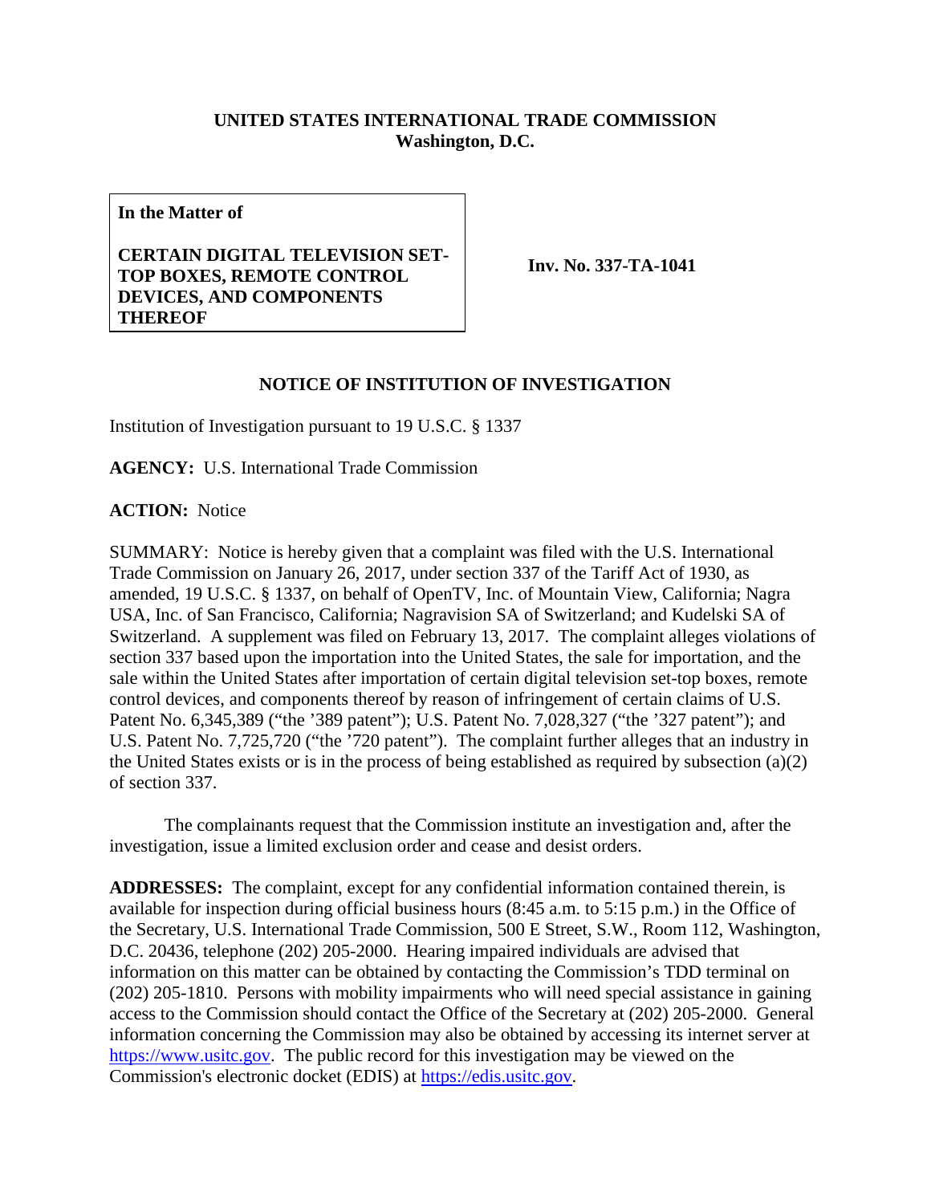**UNITED STATES INTERNATIONAL TRADE COMMISSION**
**Washington, D.C.**

| **In the Matter of** **CERTAIN DIGITAL TELEVISION SET-TOP BOXES, REMOTE CONTROL DEVICES, AND COMPONENTS THEREOF** | **Inv. No. 337-TA-1041** |
|---|---|

**NOTICE OF INSTITUTION OF INVESTIGATION**

Institution of Investigation pursuant to 19 U.S.C. § 1337

**AGENCY:** U.S. International Trade Commission

**ACTION:** Notice

SUMMARY: Notice is hereby given that a complaint was filed with the U.S. International Trade Commission on January 26, 2017, under section 337 of the Tariff Act of 1930, as amended, 19 U.S.C. § 1337, on behalf of OpenTV, Inc. of Mountain View, California; Nagra USA, Inc. of San Francisco, California; Nagravision SA of Switzerland; and Kudelski SA of Switzerland. A supplement was filed on February 13, 2017. The complaint alleges violations of section 337 based upon the importation into the United States, the sale for importation, and the sale within the United States after importation of certain digital television set-top boxes, remote control devices, and components thereof by reason of infringement of certain claims of U.S. Patent No. 6,345,389 ("the '389 patent"); U.S. Patent No. 7,028,327 ("the '327 patent"); and U.S. Patent No. 7,725,720 ("the '720 patent"). The complaint further alleges that an industry in the United States exists or is in the process of being established as required by subsection (a)(2) of section 337.

The complainants request that the Commission institute an investigation and, after the investigation, issue a limited exclusion order and cease and desist orders.

**ADDRESSES:** The complaint, except for any confidential information contained therein, is available for inspection during official business hours (8:45 a.m. to 5:15 p.m.) in the Office of the Secretary, U.S. International Trade Commission, 500 E Street, S.W., Room 112, Washington, D.C. 20436, telephone (202) 205-2000. Hearing impaired individuals are advised that information on this matter can be obtained by contacting the Commission's TDD terminal on (202) 205-1810. Persons with mobility impairments who will need special assistance in gaining access to the Commission should contact the Office of the Secretary at (202) 205-2000. General information concerning the Commission may also be obtained by accessing its internet server at https://www.usitc.gov. The public record for this investigation may be viewed on the Commission's electronic docket (EDIS) at https://edis.usitc.gov.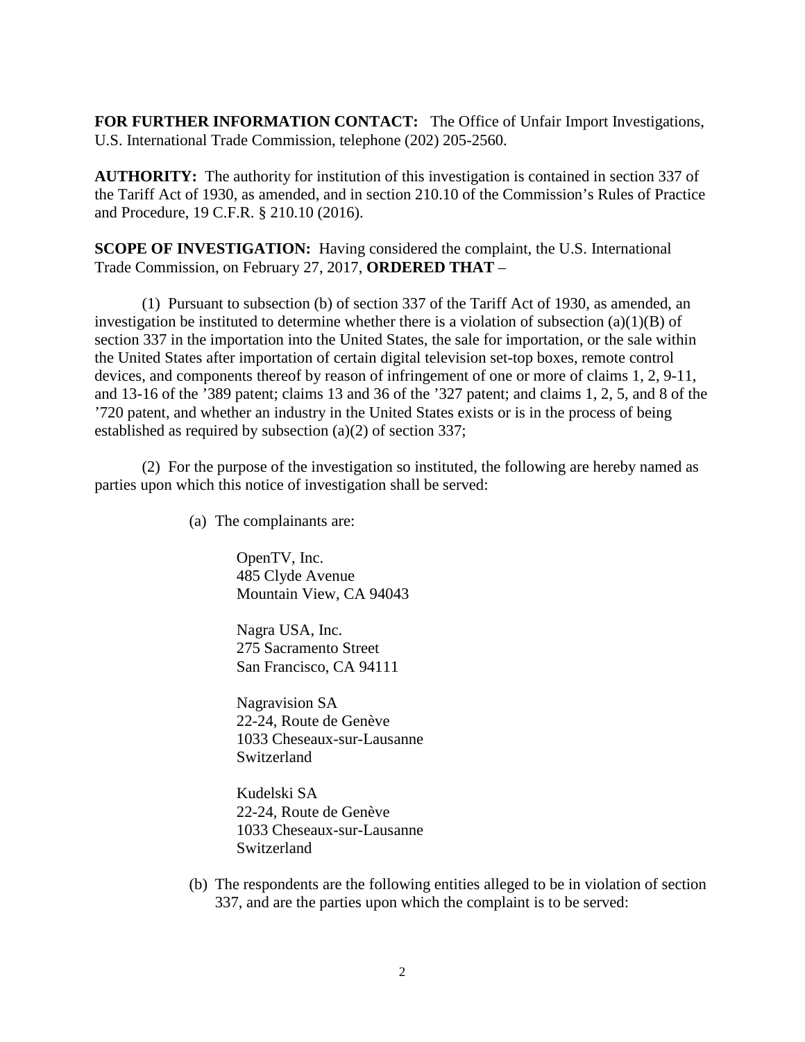**FOR FURTHER INFORMATION CONTACT:** The Office of Unfair Import Investigations, U.S. International Trade Commission, telephone (202) 205-2560.

**AUTHORITY:** The authority for institution of this investigation is contained in section 337 of the Tariff Act of 1930, as amended, and in section 210.10 of the Commission's Rules of Practice and Procedure, 19 C.F.R. § 210.10 (2016).

**SCOPE OF INVESTIGATION:** Having considered the complaint, the U.S. International Trade Commission, on February 27, 2017, **ORDERED THAT** –

(1) Pursuant to subsection (b) of section 337 of the Tariff Act of 1930, as amended, an investigation be instituted to determine whether there is a violation of subsection (a)(1)(B) of section 337 in the importation into the United States, the sale for importation, or the sale within the United States after importation of certain digital television set-top boxes, remote control devices, and components thereof by reason of infringement of one or more of claims 1, 2, 9-11, and 13-16 of the '389 patent; claims 13 and 36 of the '327 patent; and claims 1, 2, 5, and 8 of the '720 patent, and whether an industry in the United States exists or is in the process of being established as required by subsection (a)(2) of section 337;

(2) For the purpose of the investigation so instituted, the following are hereby named as parties upon which this notice of investigation shall be served:

(a) The complainants are:

OpenTV, Inc.  
485 Clyde Avenue  
Mountain View, CA 94043

Nagra USA, Inc.  
275 Sacramento Street  
San Francisco, CA 94111

Nagravision SA  
22-24, Route de Genève  
1033 Cheseaux-sur-Lausanne  
Switzerland

Kudelski SA  
22-24, Route de Genève  
1033 Cheseaux-sur-Lausanne  
Switzerland

(b) The respondents are the following entities alleged to be in violation of section 337, and are the parties upon which the complaint is to be served: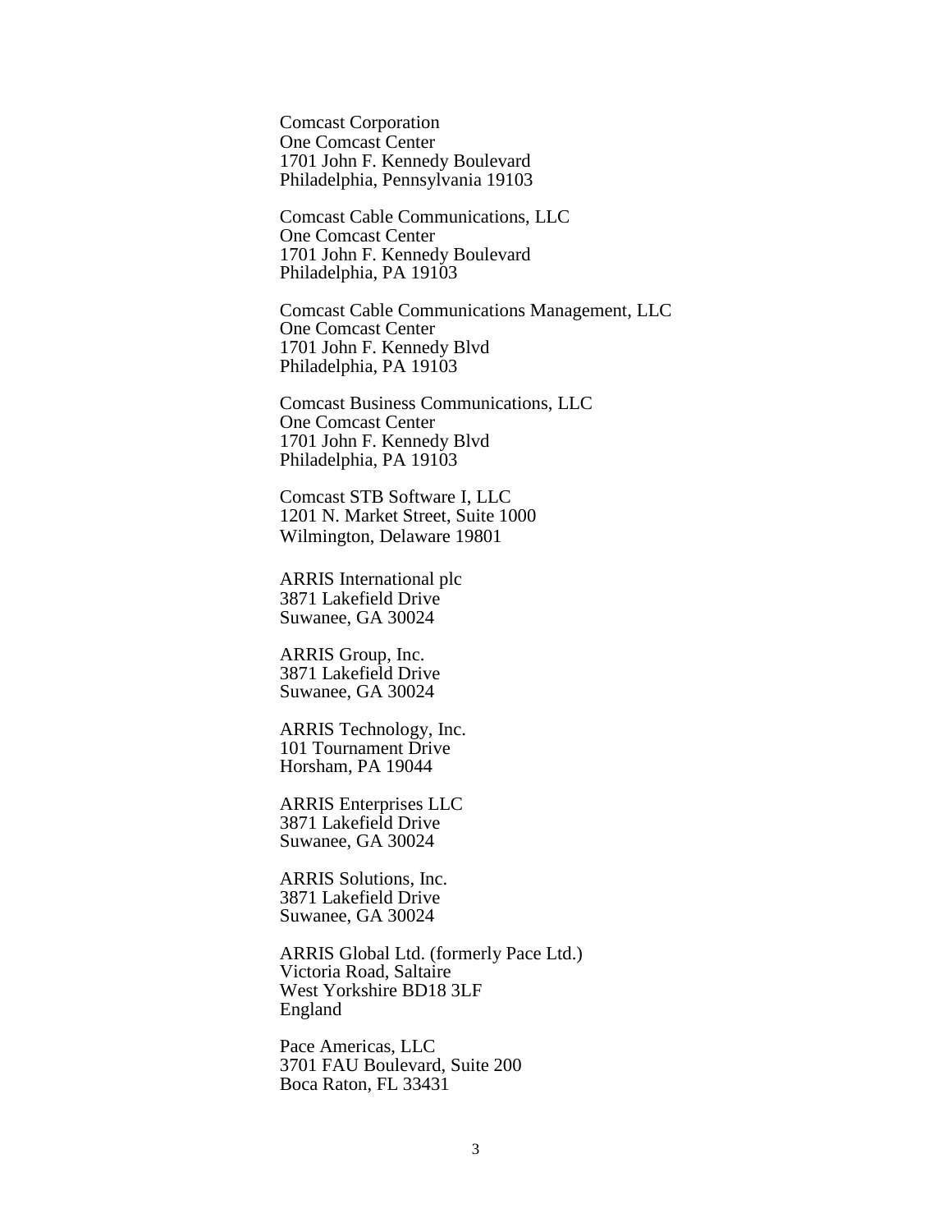Comcast Corporation  
One Comcast Center  
1701 John F. Kennedy Boulevard  
Philadelphia, Pennsylvania 19103

Comcast Cable Communications, LLC  
One Comcast Center  
1701 John F. Kennedy Boulevard  
Philadelphia, PA 19103

Comcast Cable Communications Management, LLC  
One Comcast Center  
1701 John F. Kennedy Blvd  
Philadelphia, PA 19103

Comcast Business Communications, LLC  
One Comcast Center  
1701 John F. Kennedy Blvd  
Philadelphia, PA 19103

Comcast STB Software I, LLC  
1201 N. Market Street, Suite 1000  
Wilmington, Delaware 19801

ARRIS International plc  
3871 Lakefield Drive  
Suwanee, GA 30024

ARRIS Group, Inc.  
3871 Lakefield Drive  
Suwanee, GA 30024

ARRIS Technology, Inc.  
101 Tournament Drive  
Horsham, PA 19044

ARRIS Enterprises LLC  
3871 Lakefield Drive  
Suwanee, GA 30024

ARRIS Solutions, Inc.  
3871 Lakefield Drive  
Suwanee, GA 30024

ARRIS Global Ltd. (formerly Pace Ltd.)  
Victoria Road, Saltaire  
West Yorkshire BD18 3LF  
England

Pace Americas, LLC  
3701 FAU Boulevard, Suite 200  
Boca Raton, FL 33431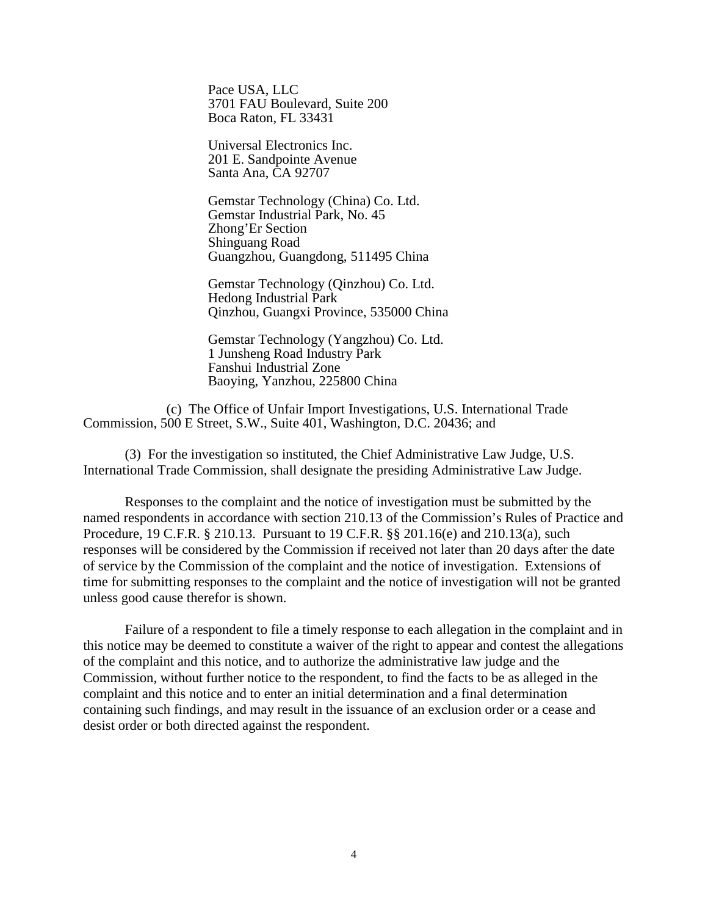Pace USA, LLC
3701 FAU Boulevard, Suite 200
Boca Raton, FL 33431

Universal Electronics Inc.
201 E. Sandpointe Avenue
Santa Ana, CA 92707

Gemstar Technology (China) Co. Ltd.
Gemstar Industrial Park, No. 45
Zhong'Er Section
Shinguang Road
Guangzhou, Guangdong, 511495 China

Gemstar Technology (Qinzhou) Co. Ltd.
Hedong Industrial Park
Qinzhou, Guangxi Province, 535000 China

Gemstar Technology (Yangzhou) Co. Ltd.
1 Junsheng Road Industry Park
Fanshui Industrial Zone
Baoying, Yanzhou, 225800 China

(c) The Office of Unfair Import Investigations, U.S. International Trade Commission, 500 E Street, S.W., Suite 401, Washington, D.C. 20436; and

(3) For the investigation so instituted, the Chief Administrative Law Judge, U.S. International Trade Commission, shall designate the presiding Administrative Law Judge.

Responses to the complaint and the notice of investigation must be submitted by the named respondents in accordance with section 210.13 of the Commission's Rules of Practice and Procedure, 19 C.F.R. § 210.13. Pursuant to 19 C.F.R. §§ 201.16(e) and 210.13(a), such responses will be considered by the Commission if received not later than 20 days after the date of service by the Commission of the complaint and the notice of investigation. Extensions of time for submitting responses to the complaint and the notice of investigation will not be granted unless good cause therefor is shown.

Failure of a respondent to file a timely response to each allegation in the complaint and in this notice may be deemed to constitute a waiver of the right to appear and contest the allegations of the complaint and this notice, and to authorize the administrative law judge and the Commission, without further notice to the respondent, to find the facts to be as alleged in the complaint and this notice and to enter an initial determination and a final determination containing such findings, and may result in the issuance of an exclusion order or a cease and desist order or both directed against the respondent.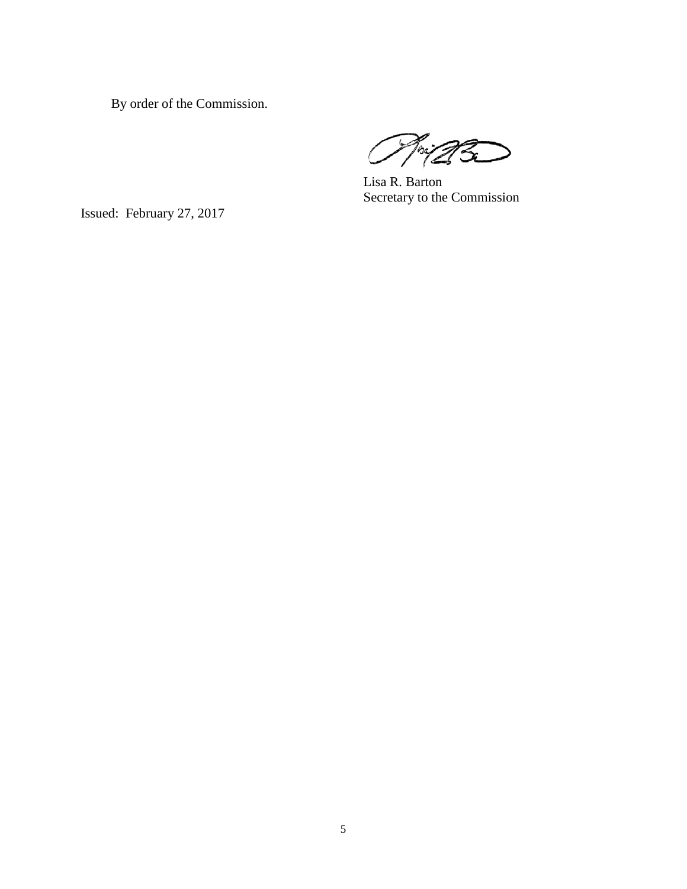By order of the Commission.

Lisa R. Barton
Secretary to the Commission

Issued: February 27, 2017